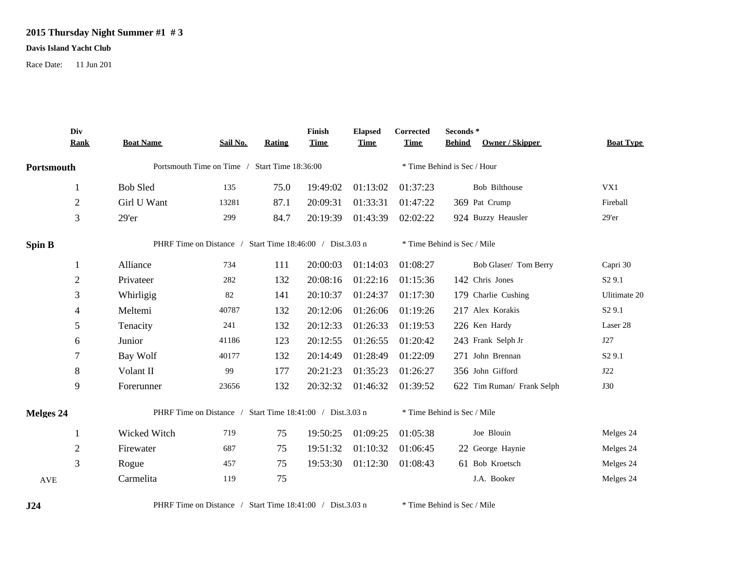## 2015 Thursday Night Summer #1 # 3

**Davis Island Yacht Club**

Race Date: 11 Jun 201

| Div Rank | Boat Name | Sail No. | Rating | Finish Time | Elapsed Time | Corrected Time | Seconds * Behind | Owner / Skipper | Boat Type |
|---|---|---|---|---|---|---|---|---|---|
| **Portsmouth** | Portsmouth Time on Time / Start Time 18:36:00 | | | | | * Time Behind is Sec / Hour | | | |
| 1 | Bob Sled | 135 | 75.0 | 19:49:02 | 01:13:02 | 01:37:23 | | Bob Bilthouse | VX1 |
| 2 | Girl U Want | 13281 | 87.1 | 20:09:31 | 01:33:31 | 01:47:22 | 369 | Pat Crump | Fireball |
| 3 | 29'er | 299 | 84.7 | 20:19:39 | 01:43:39 | 02:02:22 | 924 | Buzzy Heausler | 29'er |
| **Spin B** | PHRF Time on Distance / Start Time 18:46:00 / Dist.3.03 n | | | | | * Time Behind is Sec / Mile | | | |
| 1 | Alliance | 734 | 111 | 20:00:03 | 01:14:03 | 01:08:27 | | Bob Glaser/ Tom Berry | Capri 30 |
| 2 | Privateer | 282 | 132 | 20:08:16 | 01:22:16 | 01:15:36 | 142 | Chris Jones | S2 9.1 |
| 3 | Whirligig | 82 | 141 | 20:10:37 | 01:24:37 | 01:17:30 | 179 | Charlie Cushing | Ultimate 20 |
| 4 | Meltemi | 40787 | 132 | 20:12:06 | 01:26:06 | 01:19:26 | 217 | Alex Korakis | S2 9.1 |
| 5 | Tenacity | 241 | 132 | 20:12:33 | 01:26:33 | 01:19:53 | 226 | Ken Hardy | Laser 28 |
| 6 | Junior | 41186 | 123 | 20:12:55 | 01:26:55 | 01:20:42 | 243 | Frank Selph Jr | J27 |
| 7 | Bay Wolf | 40177 | 132 | 20:14:49 | 01:28:49 | 01:22:09 | 271 | John Brennan | S2 9.1 |
| 8 | Volant II | 99 | 177 | 20:21:23 | 01:35:23 | 01:26:27 | 356 | John Gifford | J22 |
| 9 | Forerunner | 23656 | 132 | 20:32:32 | 01:46:32 | 01:39:52 | 622 | Tim Ruman/ Frank Selph | J30 |
| **Melges 24** | PHRF Time on Distance / Start Time 18:41:00 / Dist.3.03 n | | | | | * Time Behind is Sec / Mile | | | |
| 1 | Wicked Witch | 719 | 75 | 19:50:25 | 01:09:25 | 01:05:38 | | Joe Blouin | Melges 24 |
| 2 | Firewater | 687 | 75 | 19:51:32 | 01:10:32 | 01:06:45 | 22 | George Haynie | Melges 24 |
| 3 | Rogue | 457 | 75 | 19:53:30 | 01:12:30 | 01:08:43 | 61 | Bob Kroetsch | Melges 24 |
| AVE | Carmelita | 119 | 75 | | | | | J.A. Booker | Melges 24 |
| **J24** | PHRF Time on Distance / Start Time 18:41:00 / Dist.3.03 n | | | | | * Time Behind is Sec / Mile | | | |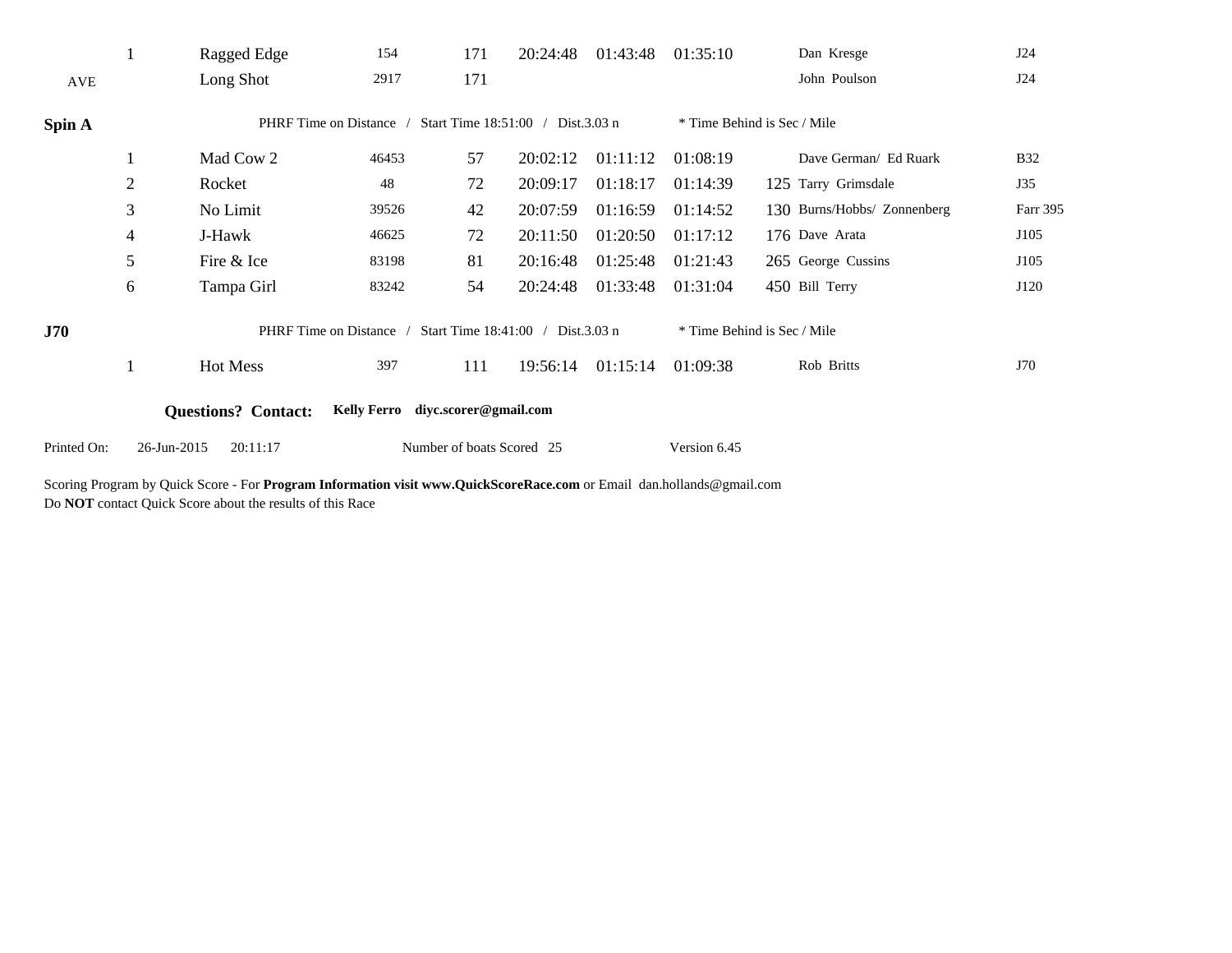| | | | | | | | | | | |
|---|---|---|---|---|---|---|---|---|---|---|
| | 1 | Ragged Edge | 154 | 171 | 20:24:48 | 01:43:48 | 01:35:10 | | Dan Kresge | J24 |
| AVE | | Long Shot | 2917 | 171 | | | | | John Poulson | J24 |

**Spin A** PHRF Time on Distance / Start Time 18:51:00 / Dist.3.03 n * Time Behind is Sec / Mile

| | | | | | | | | | |
|---|---|---|---|---|---|---|---|---|---|
| 1 | Mad Cow 2 | 46453 | 57 | 20:02:12 | 01:11:12 | 01:08:19 | | Dave German/ Ed Ruark | B32 |
| 2 | Rocket | 48 | 72 | 20:09:17 | 01:18:17 | 01:14:39 | 125 | Tarry Grimsdale | J35 |
| 3 | No Limit | 39526 | 42 | 20:07:59 | 01:16:59 | 01:14:52 | 130 | Burns/Hobbs/ Zonnenberg | Farr 395 |
| 4 | J-Hawk | 46625 | 72 | 20:11:50 | 01:20:50 | 01:17:12 | 176 | Dave Arata | J105 |
| 5 | Fire & Ice | 83198 | 81 | 20:16:48 | 01:25:48 | 01:21:43 | 265 | George Cussins | J105 |
| 6 | Tampa Girl | 83242 | 54 | 20:24:48 | 01:33:48 | 01:31:04 | 450 | Bill Terry | J120 |

**J70** PHRF Time on Distance / Start Time 18:41:00 / Dist.3.03 n * Time Behind is Sec / Mile

| | | | | | | | | | |
|---|---|---|---|---|---|---|---|---|---|
| 1 | Hot Mess | 397 | 111 | 19:56:14 | 01:15:14 | 01:09:38 | | Rob Britts | J70 |

**Questions? Contact:** **Kelly Ferro diyc.scorer@gmail.com**

Printed On: 26-Jun-2015 20:11:17 Number of boats Scored 25 Version 6.45

Scoring Program by Quick Score - For **Program Information visit www.QuickScoreRace.com** or Email dan.hollands@gmail.com
Do **NOT** contact Quick Score about the results of this Race